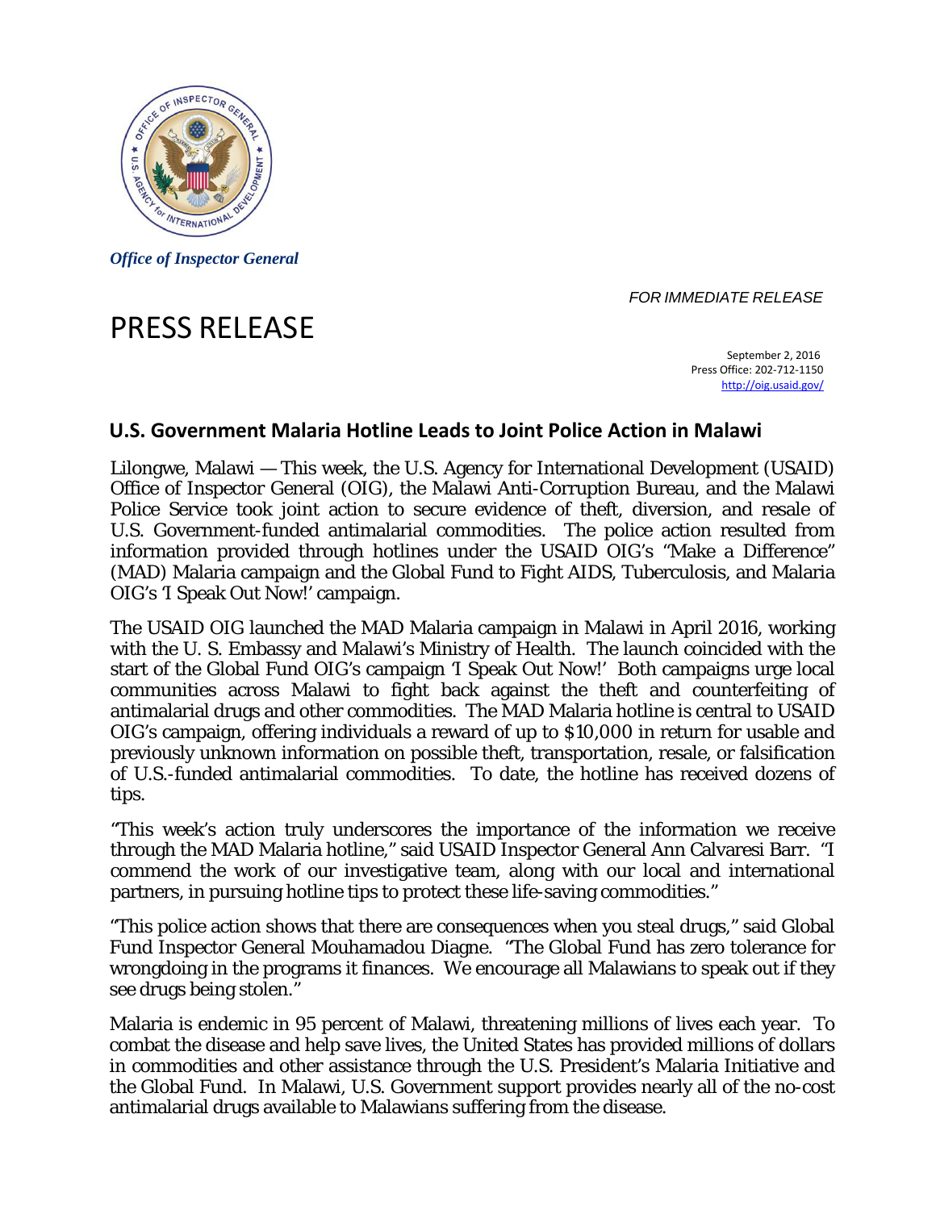*Office of Inspector General*

FOR IMMEDIATE RELEASE

# PRESS RELEASE

September 2, 2016
Press Office: 202-712-1150
http://oig.usaid.gov/

## U.S. Government Malaria Hotline Leads to Joint Police Action in Malawi

Lilongwe, Malawi — This week, the U.S. Agency for International Development (USAID) Office of Inspector General (OIG), the Malawi Anti-Corruption Bureau, and the Malawi Police Service took joint action to secure evidence of theft, diversion, and resale of U.S. Government-funded antimalarial commodities. The police action resulted from information provided through hotlines under the USAID OIG's "Make a Difference" (MAD) Malaria campaign and the Global Fund to Fight AIDS, Tuberculosis, and Malaria OIG's 'I Speak Out Now!' campaign.

The USAID OIG launched the MAD Malaria campaign in Malawi in April 2016, working with the U. S. Embassy and Malawi's Ministry of Health. The launch coincided with the start of the Global Fund OIG's campaign 'I Speak Out Now!' Both campaigns urge local communities across Malawi to fight back against the theft and counterfeiting of antimalarial drugs and other commodities. The MAD Malaria hotline is central to USAID OIG's campaign, offering individuals a reward of up to $10,000 in return for usable and previously unknown information on possible theft, transportation, resale, or falsification of U.S.-funded antimalarial commodities. To date, the hotline has received dozens of tips.

"This week's action truly underscores the importance of the information we receive through the MAD Malaria hotline," said USAID Inspector General Ann Calvaresi Barr. "I commend the work of our investigative team, along with our local and international partners, in pursuing hotline tips to protect these life-saving commodities."

"This police action shows that there are consequences when you steal drugs," said Global Fund Inspector General Mouhamadou Diagne. "The Global Fund has zero tolerance for wrongdoing in the programs it finances. We encourage all Malawians to speak out if they see drugs being stolen."

Malaria is endemic in 95 percent of Malawi, threatening millions of lives each year. To combat the disease and help save lives, the United States has provided millions of dollars in commodities and other assistance through the U.S. President's Malaria Initiative and the Global Fund. In Malawi, U.S. Government support provides nearly all of the no-cost antimalarial drugs available to Malawians suffering from the disease.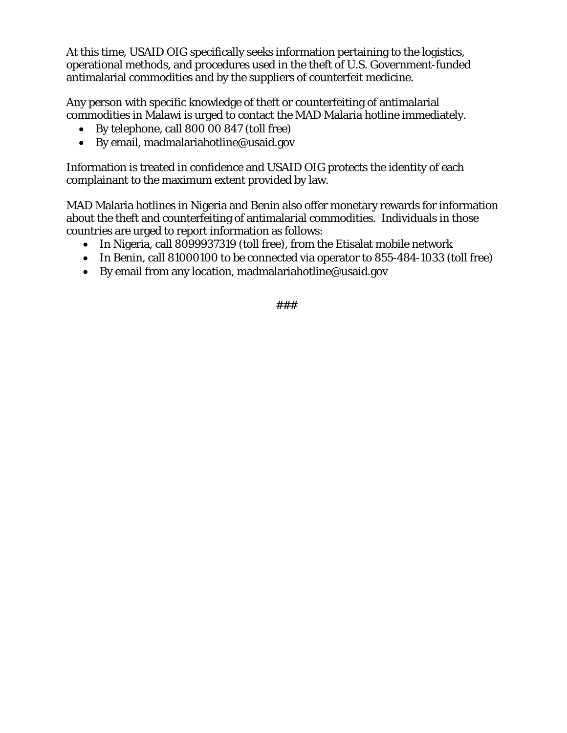At this time, USAID OIG specifically seeks information pertaining to the logistics, operational methods, and procedures used in the theft of U.S. Government-funded antimalarial commodities and by the suppliers of counterfeit medicine.

Any person with specific knowledge of theft or counterfeiting of antimalarial commodities in Malawi is urged to contact the MAD Malaria hotline immediately.

- By telephone, call 800 00 847 (toll free)
- By email, madmalariahotline@usaid.gov

Information is treated in confidence and USAID OIG protects the identity of each complainant to the maximum extent provided by law.

MAD Malaria hotlines in Nigeria and Benin also offer monetary rewards for information about the theft and counterfeiting of antimalarial commodities. Individuals in those countries are urged to report information as follows:

- In Nigeria, call 8099937319 (toll free), from the Etisalat mobile network
- In Benin, call 81000100 to be connected via operator to 855-484-1033 (toll free)
- By email from any location, madmalariahotline@usaid.gov

###